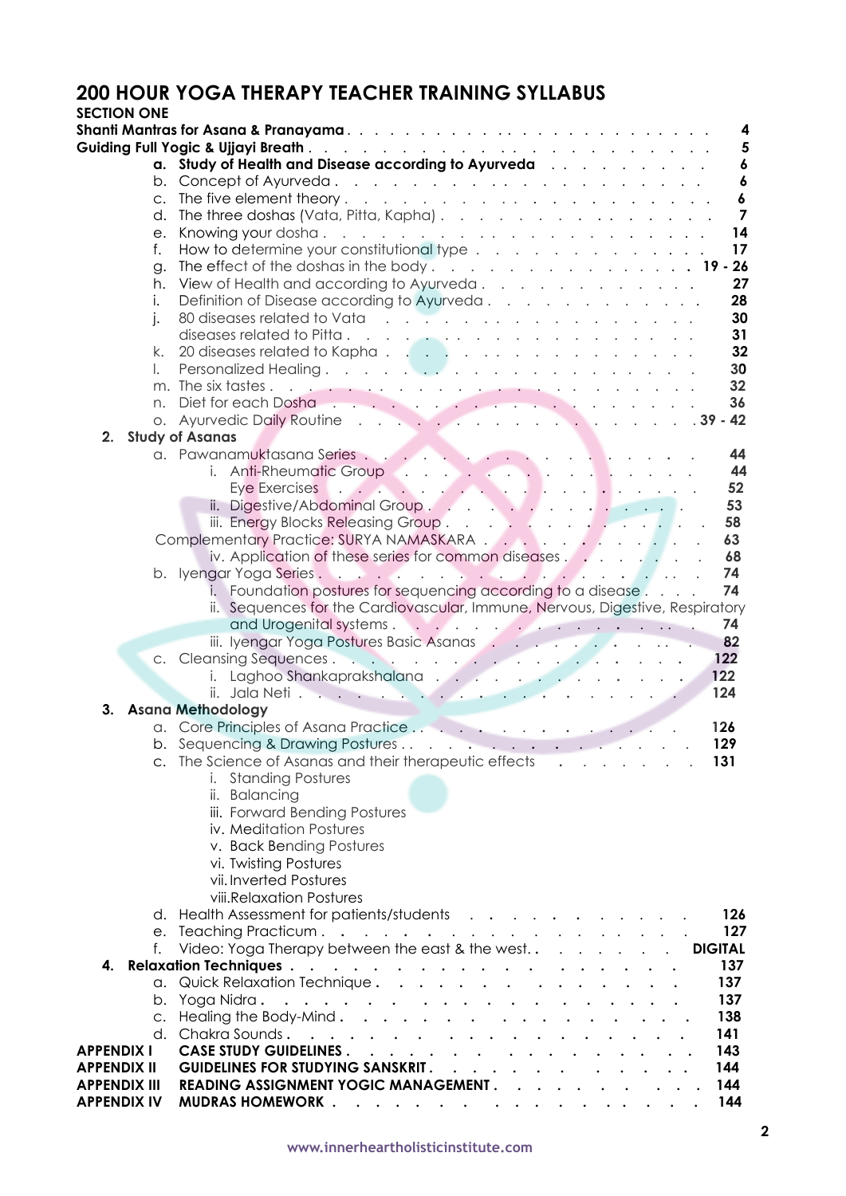# 200 HOUR YOGA THERAPY TEACHER TRAINING SYLLABUS

**SECTION ONE**

**Shanti Mantras for Asana & Pranayama** . . . . . 4

**Guiding Full Yogic & Ujjayi Breath** . . . . . 5

- a. **Study of Health and Disease according to Ayurveda** . . . . . 6
- b. Concept of Ayurveda . . . . . 6
- c. The five element theory . . . . . 6
- d. The three doshas (Vata, Pitta, Kapha) . . . . . 7
- e. Knowing your dosha . . . . . 14
- f. How to determine your constitutional type . . . . . 17
- g. The effect of the doshas in the body . . . . . 19 - 26
- h. View of Health and according to Ayurveda . . . . . 27
- i. Definition of Disease according to Ayurveda . . . . . 28
- j. 80 diseases related to Vata . . . . . 30
  diseases related to Pitta . . . . . 31
- k. 20 diseases related to Kapha . . . . . 32
- l. Personalized Healing . . . . . 30
- m. The six tastes . . . . . 32
- n. Diet for each Dosha . . . . . 36
- o. Ayurvedic Daily Routine . . . . . 39 - 42

**2. Study of Asanas**

- a. Pawanamuktasana Series . . . . . 44
  - i. Anti-Rheumatic Group . . . . . 44
    Eye Exercises . . . . . 52
  - ii. Digestive/Abdominal Group . . . . . 53
  - iii. Energy Blocks Releasing Group . . . . . 58
  
  Complementary Practice: SURYA NAMASKARA . . . . . 63
  - iv. Application of these series for common diseases . . . . . 68
- b. Iyengar Yoga Series . . . . . 74
  - i. Foundation postures for sequencing according to a disease . . . . 74
  - ii. Sequences for the Cardiovascular, Immune, Nervous, Digestive, Respiratory and Urogenital systems . . . . . 74
  - iii. Iyengar Yoga Postures Basic Asanas . . . . . 82
- c. Cleansing Sequences . . . . . 122
  - i. Laghoo Shankaprakshalana . . . . . 122
  - ii. Jala Neti . . . . . 124

**3. Asana Methodology**

- a. Core Principles of Asana Practice . . . . . 126
- b. Sequencing & Drawing Postures . . . . . 129
- c. The Science of Asanas and their therapeutic effects . . . . . 131
  - i. Standing Postures
  - ii. Balancing
  - iii. Forward Bending Postures
  - iv. Meditation Postures
  - v. Back Bending Postures
  - vi. Twisting Postures
  - vii. Inverted Postures
  - viii. Relaxation Postures
- d. Health Assessment for patients/students . . . . . 126
- e. Teaching Practicum . . . . . 127
- f. Video: Yoga Therapy between the east & the west. . . . . . **DIGITAL**

**4. Relaxation Techniques** . . . . . 137

- a. Quick Relaxation Technique . . . . . 137
- b. Yoga Nidra . . . . . 137
- c. Healing the Body-Mind . . . . . 138
- d. Chakra Sounds . . . . . 141

**APPENDIX I** **CASE STUDY GUIDELINES** . . . . . 143

**APPENDIX II** **GUIDELINES FOR STUDYING SANSKRIT** . . . . . 144

**APPENDIX III** **READING ASSIGNMENT YOGIC MANAGEMENT** . . . . . 144

**APPENDIX IV** **MUDRAS HOMEWORK** . . . . . 144

www.innerheartholisticinstitute.com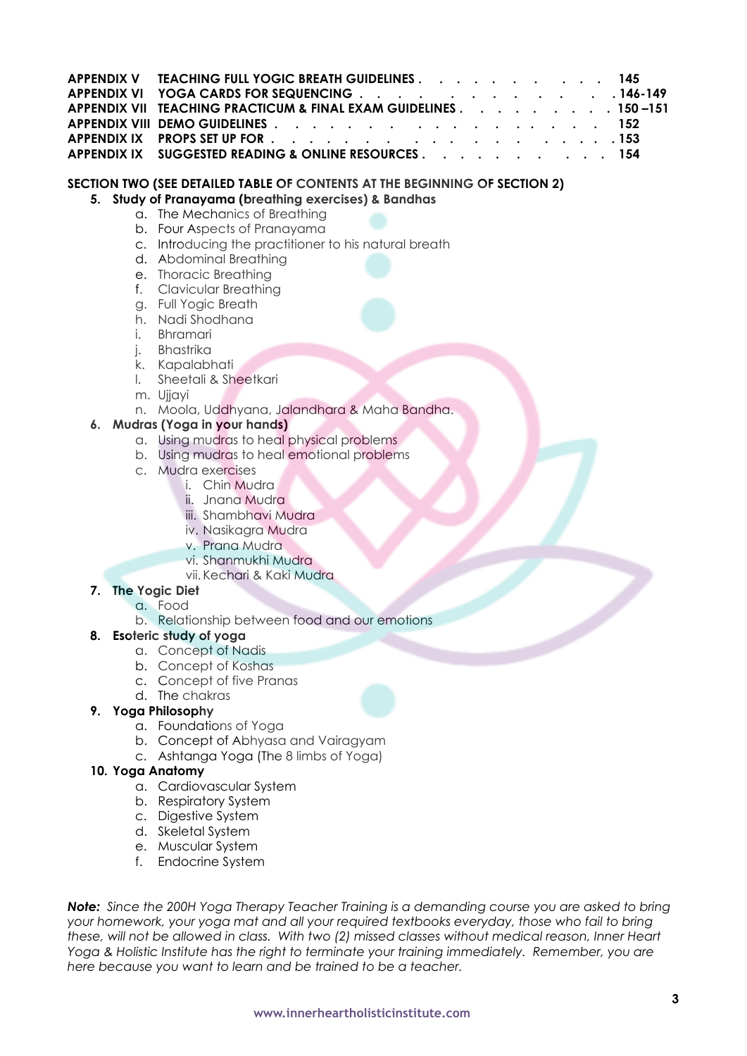| | | |
|---|---|---|
| **APPENDIX V** | **TEACHING FULL YOGIC BREATH GUIDELINES** | **145** |
| **APPENDIX VI** | **YOGA CARDS FOR SEQUENCING** | **146-149** |
| **APPENDIX VII** | **TEACHING PRACTICUM & FINAL EXAM GUIDELINES** | **150 –151** |
| **APPENDIX VIII** | **DEMO GUIDELINES** | **152** |
| **APPENDIX IX** | **PROPS SET UP FOR** | **153** |
| **APPENDIX IX** | **SUGGESTED READING & ONLINE RESOURCES** | **154** |

**SECTION TWO (SEE DETAILED TABLE OF CONTENTS AT THE BEGINNING OF SECTION 2)**

5. **Study of Pranayama (breathing exercises) & Bandhas**
   a. The Mechanics of Breathing
   b. Four Aspects of Pranayama
   c. Introducing the practitioner to his natural breath
   d. Abdominal Breathing
   e. Thoracic Breathing
   f. Clavicular Breathing
   g. Full Yogic Breath
   h. Nadi Shodhana
   i. Bhramari
   j. Bhastrika
   k. Kapalabhati
   l. Sheetali & Sheetkari
   m. Ujjayi
   n. Moola, Uddhyana, Jalandhara & Maha Bandha.
6. **Mudras (Yoga in your hands)**
   a. Using mudras to heal physical problems
   b. Using mudras to heal emotional problems
   c. Mudra exercises
      i. Chin Mudra
      ii. Jnana Mudra
      iii. Shambhavi Mudra
      iv. Nasikagra Mudra
      v. Prana Mudra
      vi. Shanmukhi Mudra
      vii. Kechari & Kaki Mudra
7. **The Yogic Diet**
   a. Food
   b. Relationship between food and our emotions
8. **Esoteric study of yoga**
   a. Concept of Nadis
   b. Concept of Koshas
   c. Concept of five Pranas
   d. The chakras
9. **Yoga Philosophy**
   a. Foundations of Yoga
   b. Concept of Abhyasa and Vairagyam
   c. Ashtanga Yoga (The 8 limbs of Yoga)
10. **Yoga Anatomy**
    a. Cardiovascular System
    b. Respiratory System
    c. Digestive System
    d. Skeletal System
    e. Muscular System
    f. Endocrine System

***Note:*** *Since the 200H Yoga Therapy Teacher Training is a demanding course you are asked to bring your homework, your yoga mat and all your required textbooks everyday, those who fail to bring these, will not be allowed in class. With two (2) missed classes without medical reason, Inner Heart Yoga & Holistic Institute has the right to terminate your training immediately. Remember, you are here because you want to learn and be trained to be a teacher.*